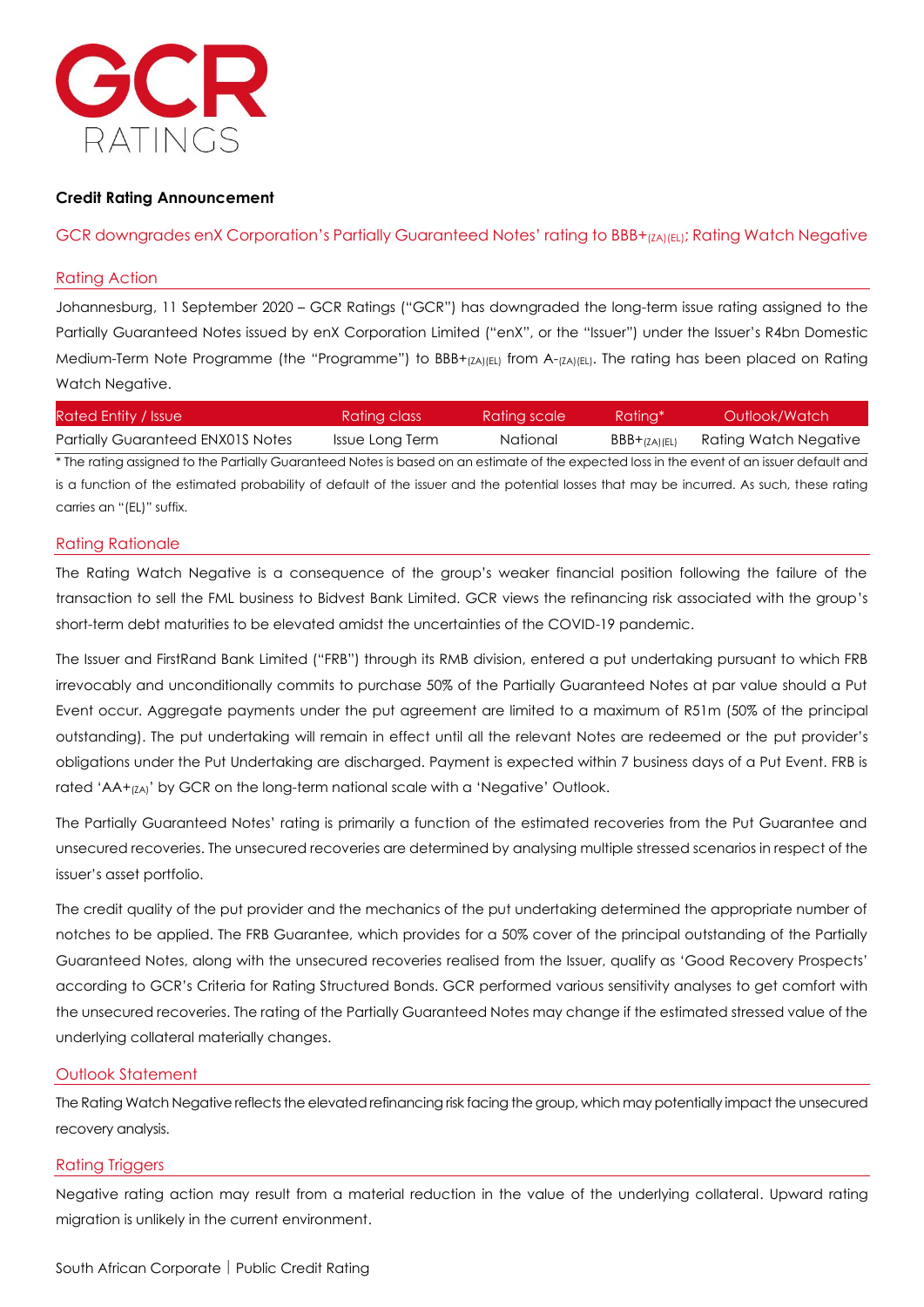# GCR RATINGS

**Credit Rating Announcement**

## GCR downgrades enX Corporation's Partially Guaranteed Notes' rating to BBB+$_{(ZA)(EL)}$; Rating Watch Negative

### Rating Action

Johannesburg, 11 September 2020 – GCR Ratings ("GCR") has downgraded the long-term issue rating assigned to the Partially Guaranteed Notes issued by enX Corporation Limited ("enX", or the "Issuer") under the Issuer's R4bn Domestic Medium-Term Note Programme (the "Programme") to BBB+$_{(ZA)(EL)}$ from A-$_{(ZA)(EL)}$. The rating has been placed on Rating Watch Negative.

| Rated Entity / Issue | Rating class | Rating scale | Rating* | Outlook/Watch |
|---|---|---|---|---|
| Partially Guaranteed ENX01S Notes | Issue Long Term | National | BBB+$_{(ZA)(EL)}$ | Rating Watch Negative |

* The rating assigned to the Partially Guaranteed Notes is based on an estimate of the expected loss in the event of an issuer default and is a function of the estimated probability of default of the issuer and the potential losses that may be incurred. As such, these rating carries an "(EL)" suffix.

### Rating Rationale

The Rating Watch Negative is a consequence of the group's weaker financial position following the failure of the transaction to sell the FML business to Bidvest Bank Limited. GCR views the refinancing risk associated with the group's short-term debt maturities to be elevated amidst the uncertainties of the COVID-19 pandemic.

The Issuer and FirstRand Bank Limited ("FRB") through its RMB division, entered a put undertaking pursuant to which FRB irrevocably and unconditionally commits to purchase 50% of the Partially Guaranteed Notes at par value should a Put Event occur. Aggregate payments under the put agreement are limited to a maximum of R51m (50% of the principal outstanding). The put undertaking will remain in effect until all the relevant Notes are redeemed or the put provider's obligations under the Put Undertaking are discharged. Payment is expected within 7 business days of a Put Event. FRB is rated 'AA+$_{(ZA)}$' by GCR on the long-term national scale with a 'Negative' Outlook.

The Partially Guaranteed Notes' rating is primarily a function of the estimated recoveries from the Put Guarantee and unsecured recoveries. The unsecured recoveries are determined by analysing multiple stressed scenarios in respect of the issuer's asset portfolio.

The credit quality of the put provider and the mechanics of the put undertaking determined the appropriate number of notches to be applied. The FRB Guarantee, which provides for a 50% cover of the principal outstanding of the Partially Guaranteed Notes, along with the unsecured recoveries realised from the Issuer, qualify as 'Good Recovery Prospects' according to GCR's Criteria for Rating Structured Bonds. GCR performed various sensitivity analyses to get comfort with the unsecured recoveries. The rating of the Partially Guaranteed Notes may change if the estimated stressed value of the underlying collateral materially changes.

### Outlook Statement

The Rating Watch Negative reflects the elevated refinancing risk facing the group, which may potentially impact the unsecured recovery analysis.

### Rating Triggers

Negative rating action may result from a material reduction in the value of the underlying collateral. Upward rating migration is unlikely in the current environment.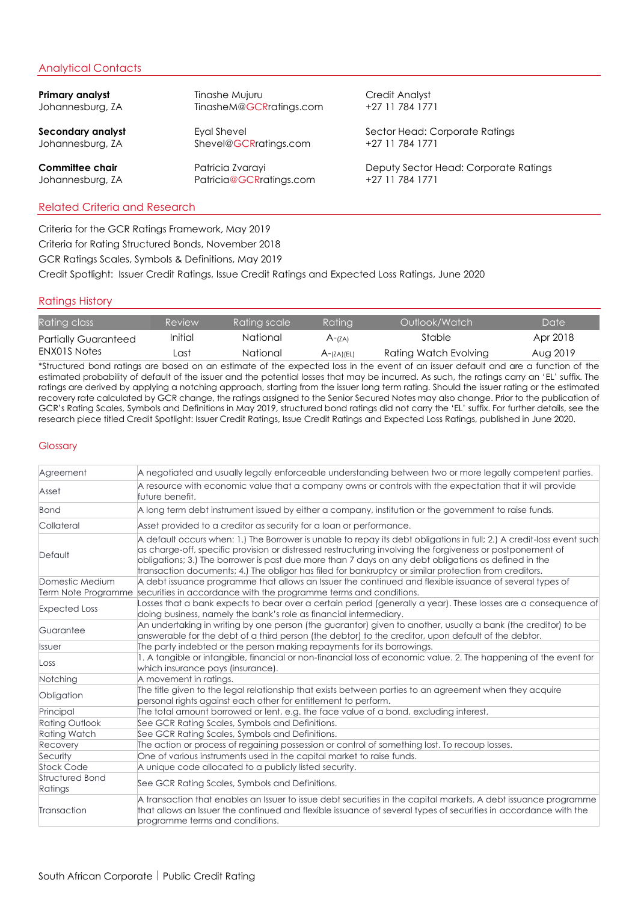## Analytical Contacts

| | | |
|---|---|---|
| **Primary analyst** | Tinashe Mujuru | Credit Analyst |
| Johannesburg, ZA | TinasheM@GCRratings.com | +27 11 784 1771 |
| **Secondary analyst** | Eyal Shevel | Sector Head: Corporate Ratings |
| Johannesburg, ZA | Shevel@GCRratings.com | +27 11 784 1771 |
| **Committee chair** | Patricia Zvarayi | Deputy Sector Head: Corporate Ratings |
| Johannesburg, ZA | Patricia@GCRratings.com | +27 11 784 1771 |

## Related Criteria and Research

Criteria for the GCR Ratings Framework, May 2019

Criteria for Rating Structured Bonds, November 2018

GCR Ratings Scales, Symbols & Definitions, May 2019

Credit Spotlight: Issuer Credit Ratings, Issue Credit Ratings and Expected Loss Ratings, June 2020

## Ratings History

| Rating class | Review | Rating scale | Rating | Outlook/Watch | Date |
|---|---|---|---|---|---|
| Partially Guaranteed ENX01S Notes | Initial | National | A-(ZA) | Stable | Apr 2018 |
| | Last | National | A-(ZA)(EL) | Rating Watch Evolving | Aug 2019 |

*Structured bond ratings are based on an estimate of the expected loss in the event of an issuer default and are a function of the estimated probability of default of the issuer and the potential losses that may be incurred. As such, the ratings carry an 'EL' suffix. The ratings are derived by applying a notching approach, starting from the issuer long term rating. Should the issuer rating or the estimated recovery rate calculated by GCR change, the ratings assigned to the Senior Secured Notes may also change. Prior to the publication of GCR's Rating Scales, Symbols and Definitions in May 2019, structured bond ratings did not carry the 'EL' suffix. For further details, see the research piece titled Credit Spotlight: Issuer Credit Ratings, Issue Credit Ratings and Expected Loss Ratings, published in June 2020.

## Glossary

| Term | Definition |
|---|---|
| Agreement | A negotiated and usually legally enforceable understanding between two or more legally competent parties. |
| Asset | A resource with economic value that a company owns or controls with the expectation that it will provide future benefit. |
| Bond | A long term debt instrument issued by either a company, institution or the government to raise funds. |
| Collateral | Asset provided to a creditor as security for a loan or performance. |
| Default | A default occurs when: 1.) The Borrower is unable to repay its debt obligations in full; 2.) A credit-loss event such as charge-off, specific provision or distressed restructuring involving the forgiveness or postponement of obligations; 3.) The borrower is past due more than 7 days on any debt obligations as defined in the transaction documents; 4.) The obligor has filed for bankruptcy or similar protection from creditors. |
| Domestic Medium Term Note Programme | A debt issuance programme that allows an Issuer the continued and flexible issuance of several types of securities in accordance with the programme terms and conditions. |
| Expected Loss | Losses that a bank expects to bear over a certain period (generally a year). These losses are a consequence of doing business, namely the bank's role as financial intermediary. |
| Guarantee | An undertaking in writing by one person (the guarantor) given to another, usually a bank (the creditor) to be answerable for the debt of a third person (the debtor) to the creditor, upon default of the debtor. |
| Issuer | The party indebted or the person making repayments for its borrowings. |
| Loss | 1. A tangible or intangible, financial or non-financial loss of economic value. 2. The happening of the event for which insurance pays (insurance). |
| Notching | A movement in ratings. |
| Obligation | The title given to the legal relationship that exists between parties to an agreement when they acquire personal rights against each other for entitlement to perform. |
| Principal | The total amount borrowed or lent, e.g. the face value of a bond, excluding interest. |
| Rating Outlook | See GCR Rating Scales, Symbols and Definitions. |
| Rating Watch | See GCR Rating Scales, Symbols and Definitions. |
| Recovery | The action or process of regaining possession or control of something lost. To recoup losses. |
| Security | One of various instruments used in the capital market to raise funds. |
| Stock Code | A unique code allocated to a publicly listed security. |
| Structured Bond Ratings | See GCR Rating Scales, Symbols and Definitions. |
| Transaction | A transaction that enables an Issuer to issue debt securities in the capital markets. A debt issuance programme that allows an Issuer the continued and flexible issuance of several types of securities in accordance with the programme terms and conditions. |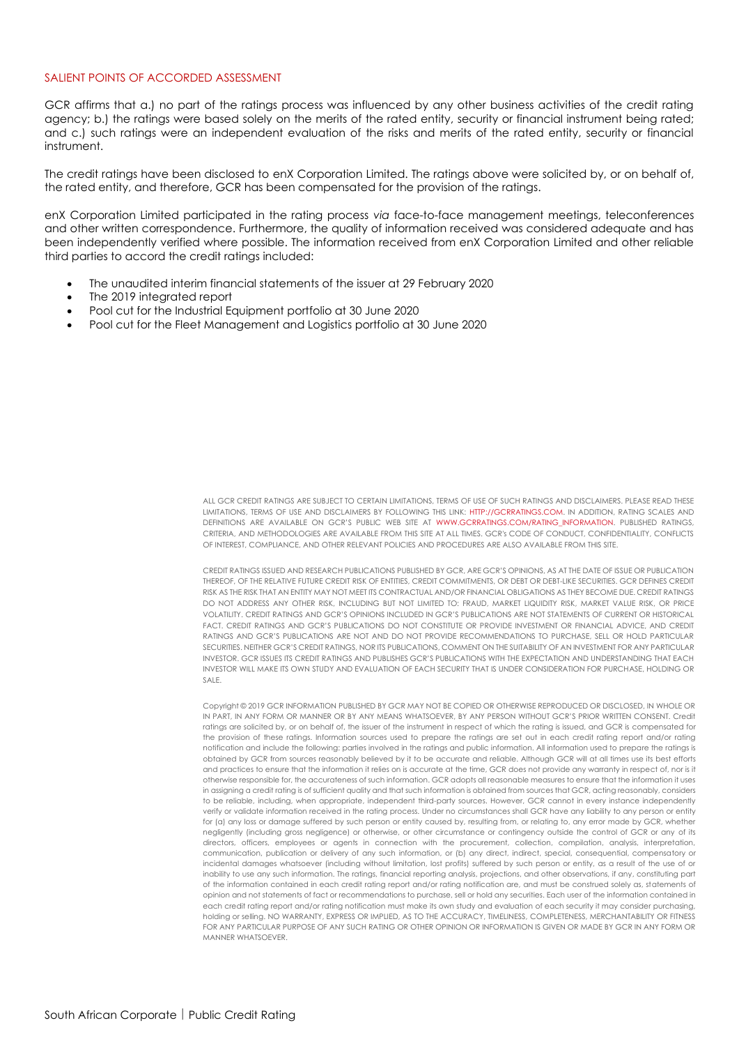## SALIENT POINTS OF ACCORDED ASSESSMENT

GCR affirms that a.) no part of the ratings process was influenced by any other business activities of the credit rating agency; b.) the ratings were based solely on the merits of the rated entity, security or financial instrument being rated; and c.) such ratings were an independent evaluation of the risks and merits of the rated entity, security or financial instrument.

The credit ratings have been disclosed to enX Corporation Limited. The ratings above were solicited by, or on behalf of, the rated entity, and therefore, GCR has been compensated for the provision of the ratings.

enX Corporation Limited participated in the rating process *via* face-to-face management meetings, teleconferences and other written correspondence. Furthermore, the quality of information received was considered adequate and has been independently verified where possible. The information received from enX Corporation Limited and other reliable third parties to accord the credit ratings included:

- The unaudited interim financial statements of the issuer at 29 February 2020
- The 2019 integrated report
- Pool cut for the Industrial Equipment portfolio at 30 June 2020
- Pool cut for the Fleet Management and Logistics portfolio at 30 June 2020

ALL GCR CREDIT RATINGS ARE SUBJECT TO CERTAIN LIMITATIONS, TERMS OF USE OF SUCH RATINGS AND DISCLAIMERS. PLEASE READ THESE LIMITATIONS, TERMS OF USE AND DISCLAIMERS BY FOLLOWING THIS LINK: HTTP://GCRRATINGS.COM. IN ADDITION, RATING SCALES AND DEFINITIONS ARE AVAILABLE ON GCR'S PUBLIC WEB SITE AT WWW.GCRRATINGS.COM/RATING_INFORMATION. PUBLISHED RATINGS, CRITERIA, AND METHODOLOGIES ARE AVAILABLE FROM THIS SITE AT ALL TIMES. GCR's CODE OF CONDUCT, CONFIDENTIALITY, CONFLICTS OF INTEREST, COMPLIANCE, AND OTHER RELEVANT POLICIES AND PROCEDURES ARE ALSO AVAILABLE FROM THIS SITE.

CREDIT RATINGS ISSUED AND RESEARCH PUBLICATIONS PUBLISHED BY GCR, ARE GCR'S OPINIONS, AS AT THE DATE OF ISSUE OR PUBLICATION THEREOF, OF THE RELATIVE FUTURE CREDIT RISK OF ENTITIES, CREDIT COMMITMENTS, OR DEBT OR DEBT-LIKE SECURITIES. GCR DEFINES CREDIT RISK AS THE RISK THAT AN ENTITY MAY NOT MEET ITS CONTRACTUAL AND/OR FINANCIAL OBLIGATIONS AS THEY BECOME DUE. CREDIT RATINGS DO NOT ADDRESS ANY OTHER RISK, INCLUDING BUT NOT LIMITED TO: FRAUD, MARKET LIQUIDITY RISK, MARKET VALUE RISK, OR PRICE VOLATILITY. CREDIT RATINGS AND GCR'S OPINIONS INCLUDED IN GCR'S PUBLICATIONS ARE NOT STATEMENTS OF CURRENT OR HISTORICAL FACT. CREDIT RATINGS AND GCR'S PUBLICATIONS DO NOT CONSTITUTE OR PROVIDE INVESTMENT OR FINANCIAL ADVICE, AND CREDIT RATINGS AND GCR'S PUBLICATIONS ARE NOT AND DO NOT PROVIDE RECOMMENDATIONS TO PURCHASE, SELL OR HOLD PARTICULAR SECURITIES. NEITHER GCR'S CREDIT RATINGS, NOR ITS PUBLICATIONS, COMMENT ON THE SUITABILITY OF AN INVESTMENT FOR ANY PARTICULAR INVESTOR. GCR ISSUES ITS CREDIT RATINGS AND PUBLISHES GCR'S PUBLICATIONS WITH THE EXPECTATION AND UNDERSTANDING THAT EACH INVESTOR WILL MAKE ITS OWN STUDY AND EVALUATION OF EACH SECURITY THAT IS UNDER CONSIDERATION FOR PURCHASE, HOLDING OR SALE.

Copyright © 2019 GCR INFORMATION PUBLISHED BY GCR MAY NOT BE COPIED OR OTHERWISE REPRODUCED OR DISCLOSED, IN WHOLE OR IN PART, IN ANY FORM OR MANNER OR BY ANY MEANS WHATSOEVER, BY ANY PERSON WITHOUT GCR'S PRIOR WRITTEN CONSENT. Credit ratings are solicited by, or on behalf of, the issuer of the instrument in respect of which the rating is issued, and GCR is compensated for the provision of these ratings. Information sources used to prepare the ratings are set out in each credit rating report and/or rating notification and include the following: parties involved in the ratings and public information. All information used to prepare the ratings is obtained by GCR from sources reasonably believed by it to be accurate and reliable. Although GCR will at all times use its best efforts and practices to ensure that the information it relies on is accurate at the time, GCR does not provide any warranty in respect of, nor is it otherwise responsible for, the accurateness of such information. GCR adopts all reasonable measures to ensure that the information it uses in assigning a credit rating is of sufficient quality and that such information is obtained from sources that GCR, acting reasonably, considers to be reliable, including, when appropriate, independent third-party sources. However, GCR cannot in every instance independently verify or validate information received in the rating process. Under no circumstances shall GCR have any liability to any person or entity for (a) any loss or damage suffered by such person or entity caused by, resulting from, or relating to, any error made by GCR, whether negligently (including gross negligence) or otherwise, or other circumstance or contingency outside the control of GCR or any of its directors, officers, employees or agents in connection with the procurement, collection, compilation, analysis, interpretation, communication, publication or delivery of any such information, or (b) any direct, indirect, special, consequential, compensatory or incidental damages whatsoever (including without limitation, lost profits) suffered by such person or entity, as a result of the use of or inability to use any such information. The ratings, financial reporting analysis, projections, and other observations, if any, constituting part of the information contained in each credit rating report and/or rating notification are, and must be construed solely as, statements of opinion and not statements of fact or recommendations to purchase, sell or hold any securities. Each user of the information contained in each credit rating report and/or rating notification must make its own study and evaluation of each security it may consider purchasing, holding or selling. NO WARRANTY, EXPRESS OR IMPLIED, AS TO THE ACCURACY, TIMELINESS, COMPLETENESS, MERCHANTABILITY OR FITNESS FOR ANY PARTICULAR PURPOSE OF ANY SUCH RATING OR OTHER OPINION OR INFORMATION IS GIVEN OR MADE BY GCR IN ANY FORM OR MANNER WHATSOEVER.